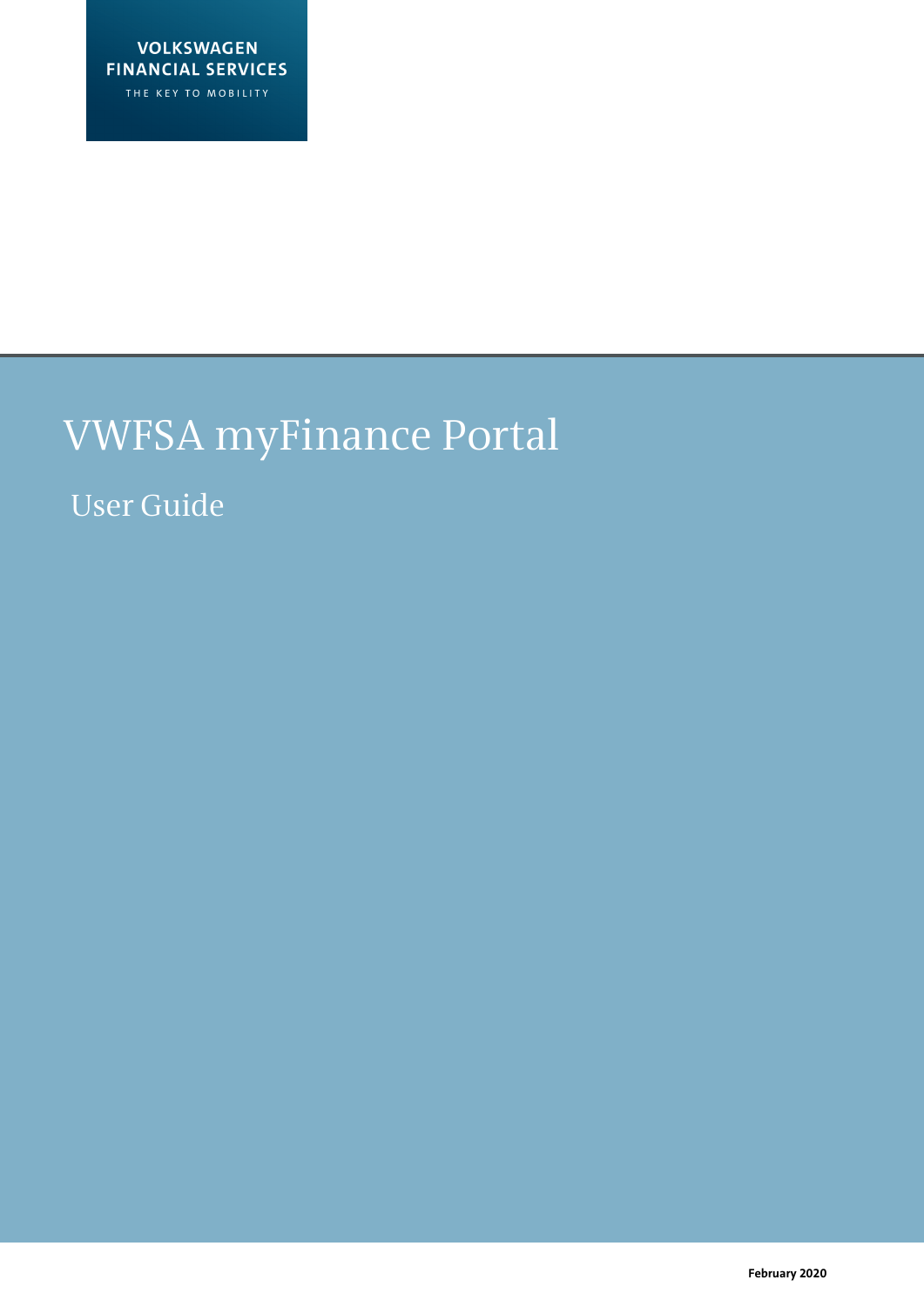VOLKSWAGEN
FINANCIAL SERVICES
THE KEY TO MOBILITY

# VWFSA myFinance Portal

## User Guide

**February 2020**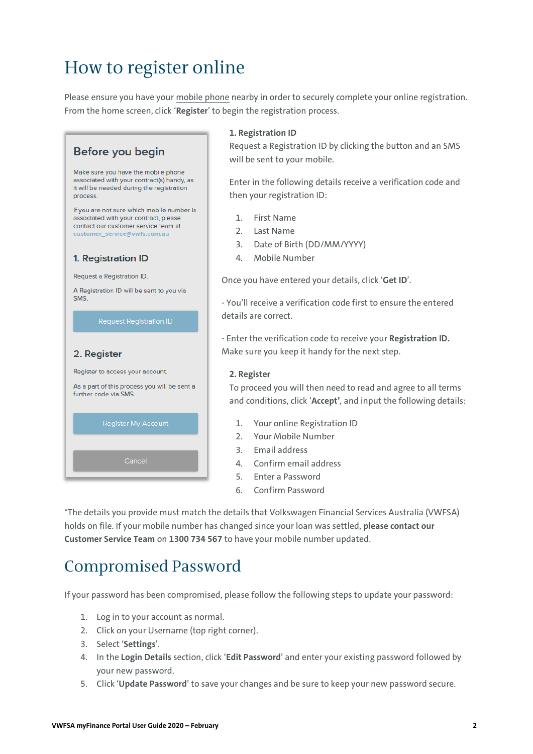# How to register online

Please ensure you have your mobile phone nearby in order to securely complete your online registration. From the home screen, click '**Register**' to begin the registration process.

## Before you begin

Make sure you have the mobile phone associated with your contract(s) handy, as it will be needed during the registration process.

If you are not sure which mobile number is associated with your contract, please contact our customer service team at customer_service@vwfs.com.au

### 1. Registration ID

Request a Registration ID.

A Registration ID will be sent to you via SMS.

Request Registration ID

### 2. Register

Register to access your account.

As a part of this process you will be sent a further code via SMS.

Register My Account

Cancel

**1. Registration ID**

Request a Registration ID by clicking the button and an SMS will be sent to your mobile.

Enter in the following details receive a verification code and then your registration ID:

1. First Name
2. Last Name
3. Date of Birth (DD/MM/YYYY)
4. Mobile Number

Once you have entered your details, click '**Get ID**'.

- You'll receive a verification code first to ensure the entered details are correct.

- Enter the verification code to receive your **Registration ID.** Make sure you keep it handy for the next step.

**2. Register**

To proceed you will then need to read and agree to all terms and conditions, click '**Accept**', and input the following details:

1. Your online Registration ID
2. Your Mobile Number
3. Email address
4. Confirm email address
5. Enter a Password
6. Confirm Password

*The details you provide must match the details that Volkswagen Financial Services Australia (VWFSA) holds on file. If your mobile number has changed since your loan was settled, **please contact our Customer Service Team** on **1300 734 567** to have your mobile number updated.

# Compromised Password

If your password has been compromised, please follow the following steps to update your password:

1. Log in to your account as normal.
2. Click on your Username (top right corner).
3. Select '**Settings**'.
4. In the **Login Details** section, click '**Edit Password**' and enter your existing password followed by your new password.
5. Click '**Update Password**' to save your changes and be sure to keep your new password secure.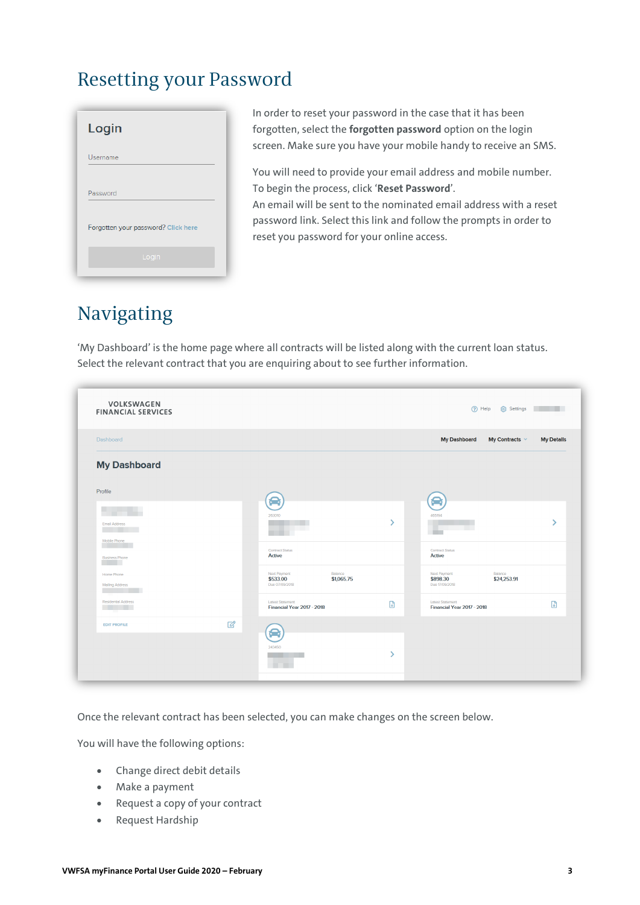# Resetting your Password

In order to reset your password in the case that it has been forgotten, select the **forgotten password** option on the login screen. Make sure you have your mobile handy to receive an SMS.

You will need to provide your email address and mobile number. To begin the process, click '**Reset Password**'.
An email will be sent to the nominated email address with a reset password link. Select this link and follow the prompts in order to reset you password for your online access.

# Navigating

'My Dashboard' is the home page where all contracts will be listed along with the current loan status. Select the relevant contract that you are enquiring about to see further information.

Once the relevant contract has been selected, you can make changes on the screen below.

You will have the following options:

- Change direct debit details
- Make a payment
- Request a copy of your contract
- Request Hardship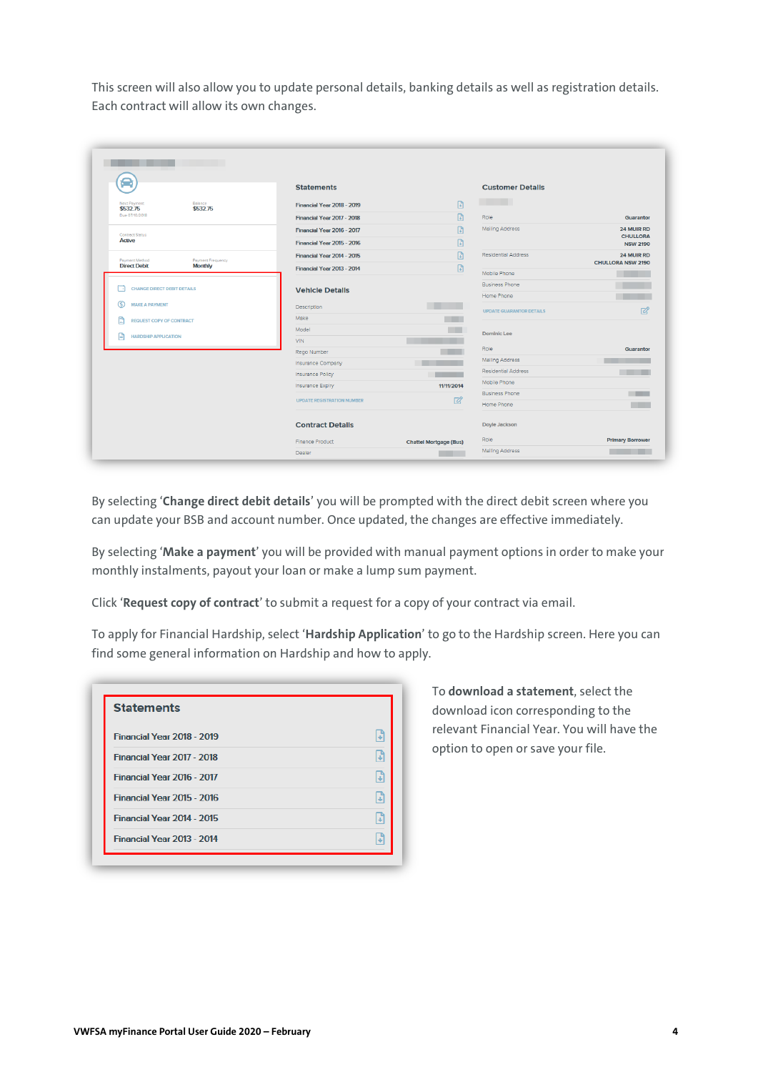This screen will also allow you to update personal details, banking details as well as registration details. Each contract will allow its own changes.

By selecting '**Change direct debit details**' you will be prompted with the direct debit screen where you can update your BSB and account number. Once updated, the changes are effective immediately.

By selecting '**Make a payment**' you will be provided with manual payment options in order to make your monthly instalments, payout your loan or make a lump sum payment.

Click '**Request copy of contract**' to submit a request for a copy of your contract via email.

To apply for Financial Hardship, select '**Hardship Application**' to go to the Hardship screen. Here you can find some general information on Hardship and how to apply.

To **download a statement**, select the download icon corresponding to the relevant Financial Year. You will have the option to open or save your file.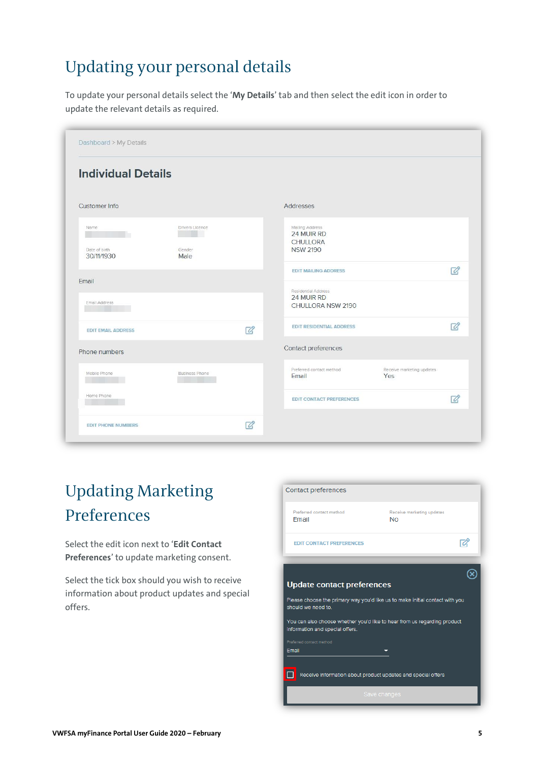# Updating your personal details

To update your personal details select the '**My Details**' tab and then select the edit icon in order to update the relevant details as required.

Dashboard > My Details

## Individual Details

Customer Info

Name

Drivers Licence

Date of birth
30/11/1930

Gender
Male

Email

Email Address

EDIT EMAIL ADDRESS

Phone numbers

Mobile Phone

Business Phone

Home Phone

EDIT PHONE NUMBERS

Addresses

Mailing Address
24 MUIR RD
CHULLORA
NSW 2190

EDIT MAILING ADDRESS

Residential Address
24 MUIR RD
CHULLORA NSW 2190

EDIT RESIDENTIAL ADDRESS

Contact preferences

Preferred contact method
Email

Receive marketing updates
Yes

EDIT CONTACT PREFERENCES

# Updating Marketing Preferences

Select the edit icon next to '**Edit Contact Preferences**' to update marketing consent.

Select the tick box should you wish to receive information about product updates and special offers.

Contact preferences

Preferred contact method
Email

Receive marketing updates
No

EDIT CONTACT PREFERENCES

Update contact preferences

Please choose the primary way you'd like us to make initial contact with you should we need to.

You can also choose whether you'd like to hear from us regarding product information and special offers.

Preferred contact method
Email

Receive information about product updates and special offers

Save changes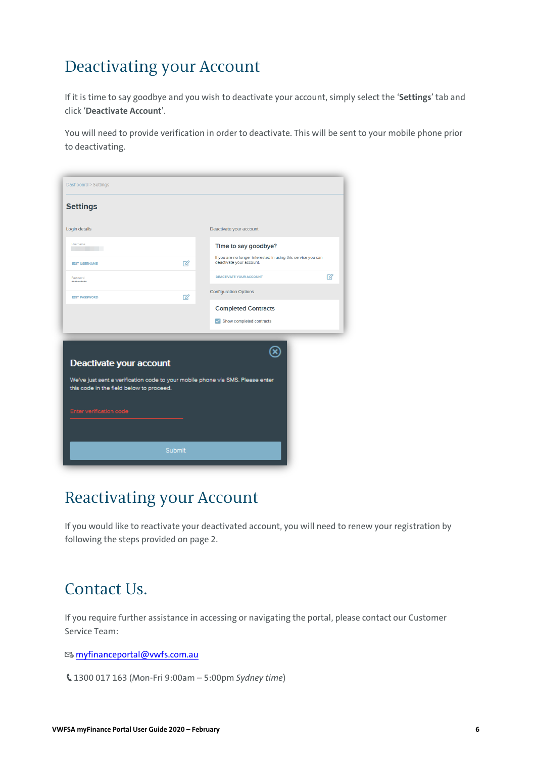# Deactivating your Account

If it is time to say goodbye and you wish to deactivate your account, simply select the '**Settings**' tab and click '**Deactivate Account**'.

You will need to provide verification in order to deactivate. This will be sent to your mobile phone prior to deactivating.

# Reactivating your Account

If you would like to reactivate your deactivated account, you will need to renew your registration by following the steps provided on page 2.

# Contact Us.

If you require further assistance in accessing or navigating the portal, please contact our Customer Service Team:

myfinanceportal@vwfs.com.au

1300 017 163 (Mon-Fri 9:00am – 5:00pm *Sydney time*)